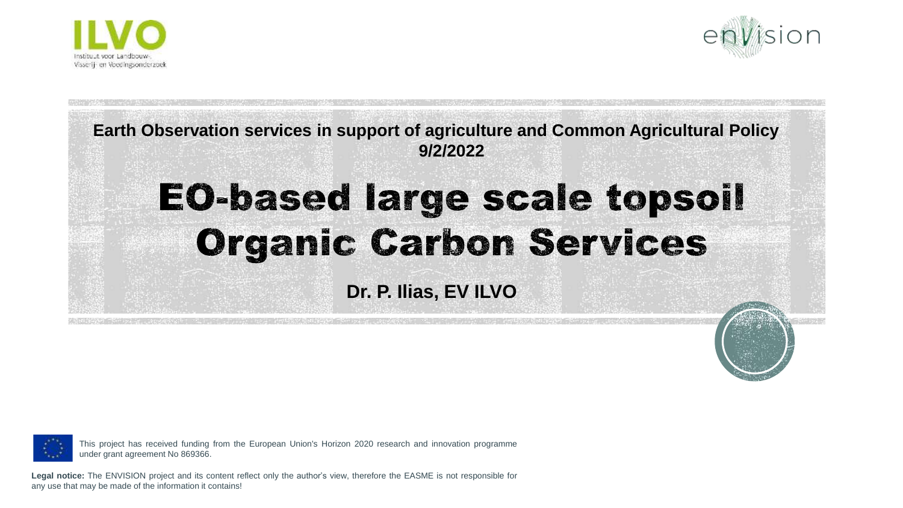ILVO
Instituut voor Landbouw-, Visserij- en Voedingsonderzoek

envision

**Earth Observation services in support of agriculture and Common Agricultural Policy 9/2/2022**

# EO-based large scale topsoil Organic Carbon Services

**Dr. P. Ilias, EV ILVO**

This project has received funding from the European Union's Horizon 2020 research and innovation programme under grant agreement No 869366.

**Legal notice:** The ENVISION project and its content reflect only the author's view, therefore the EASME is not responsible for any use that may be made of the information it contains!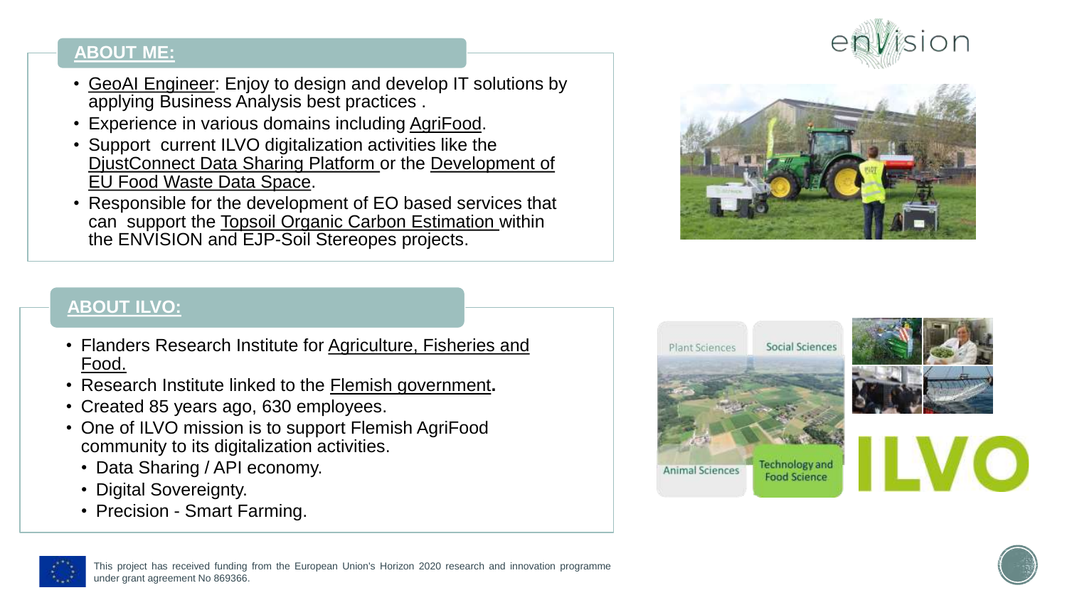## ABOUT ME:

- GeoAI Engineer: Enjoy to design and develop IT solutions by applying Business Analysis best practices .
- Experience in various domains including AgriFood.
- Support current ILVO digitalization activities like the DjustConnect Data Sharing Platform or the Development of EU Food Waste Data Space.
- Responsible for the development of EO based services that can support the Topsoil Organic Carbon Estimation within the ENVISION and EJP-Soil Stereopes projects.

## ABOUT ILVO:

- Flanders Research Institute for Agriculture, Fisheries and Food.
- Research Institute linked to the Flemish government**.**
- Created 85 years ago, 630 employees.
- One of ILVO mission is to support Flemish AgriFood community to its digitalization activities.
  - Data Sharing / API economy.
  - Digital Sovereignty.
  - Precision - Smart Farming.

This project has received funding from the European Union's Horizon 2020 research and innovation programme under grant agreement No 869366.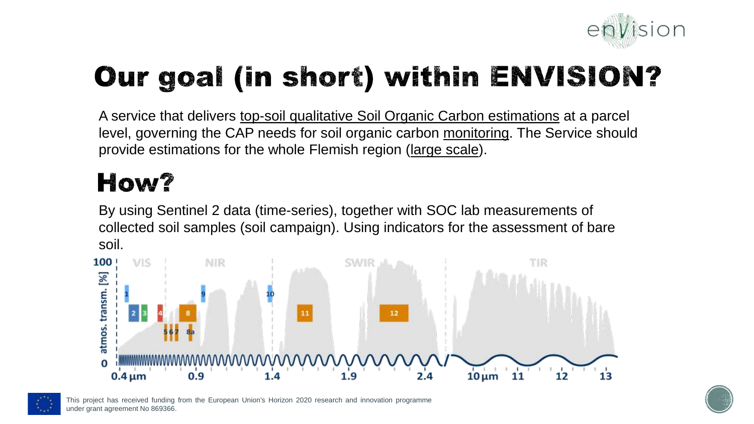# Our goal (in short) within ENVISION?

A service that delivers top-soil qualitative Soil Organic Carbon estimations at a parcel level, governing the CAP needs for soil organic carbon monitoring. The Service should provide estimations for the whole Flemish region (large scale).

# How?

By using Sentinel 2 data (time-series), together with SOC lab measurements of collected soil samples (soil campaign). Using indicators for the assessment of bare soil.

This project has received funding from the European Union's Horizon 2020 research and innovation programme under grant agreement No 869366.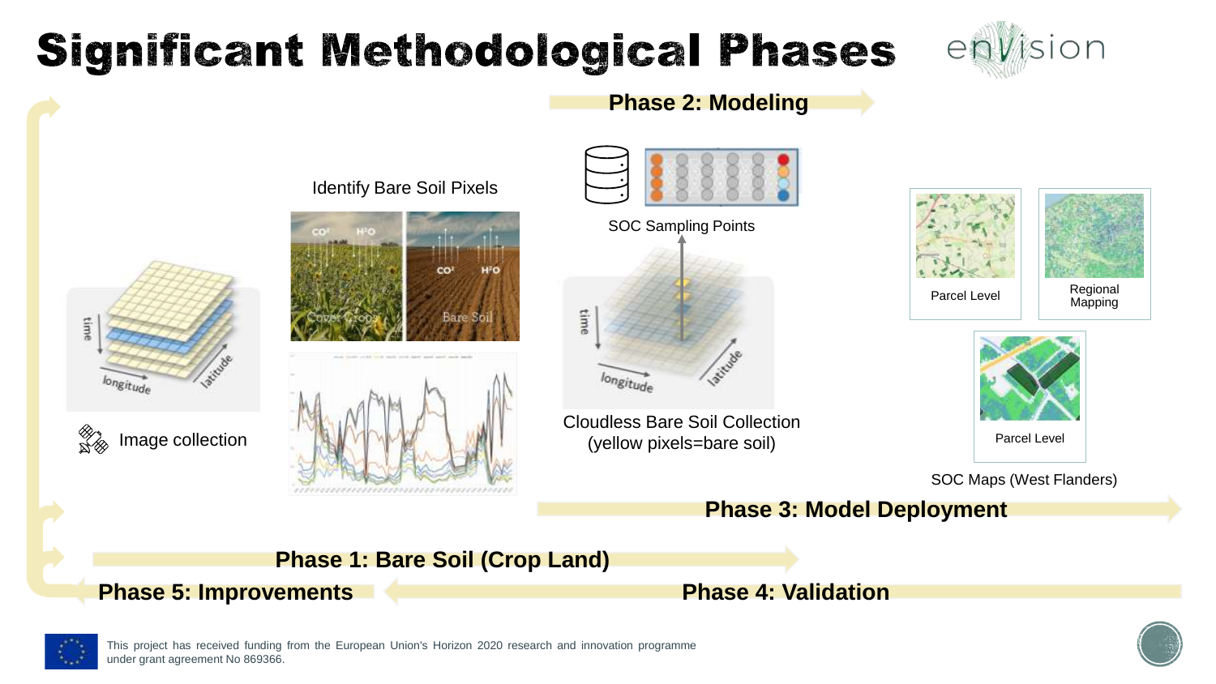# Significant Methodological Phases

envision

**Phase 2: Modeling**

Identify Bare Soil Pixels

$CO_2$ $H_2O$ Cover Crops

$CO_2$ $H_2O$ Bare Soil

SOC Sampling Points

Parcel Level

Regional Mapping

Parcel Level

SOC Maps (West Flanders)

time longitude latitude

Image collection

time longitude latitude

Cloudless Bare Soil Collection (yellow pixels=bare soil)

**Phase 3: Model Deployment**

**Phase 1: Bare Soil (Crop Land)**

**Phase 5: Improvements**

**Phase 4: Validation**

This project has received funding from the European Union's Horizon 2020 research and innovation programme under grant agreement No 869366.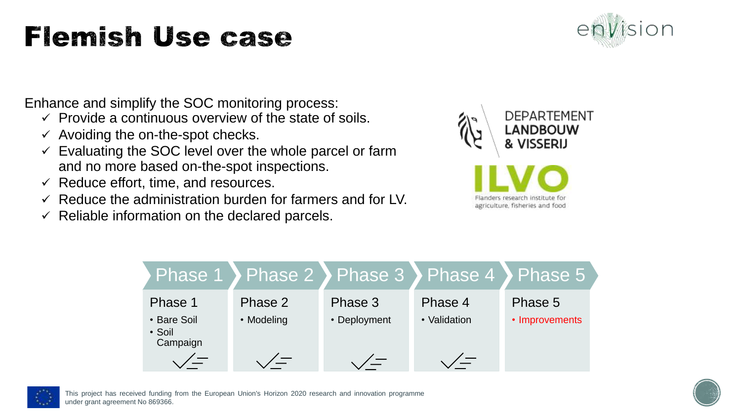# Flemish Use case

Enhance and simplify the SOC monitoring process:

- ✓ Provide a continuous overview of the state of soils.
- ✓ Avoiding the on-the-spot checks.
- ✓ Evaluating the SOC level over the whole parcel or farm and no more based on-the-spot inspections.
- ✓ Reduce effort, time, and resources.
- ✓ Reduce the administration burden for farmers and for LV.
- ✓ Reliable information on the declared parcels.

DEPARTEMENT LANDBOUW & VISSERIJ

ILVO – Flanders research institute for agriculture, fisheries and food

| Phase 1 | Phase 2 | Phase 3 | Phase 4 | Phase 5 |
|---|---|---|---|---|
| Phase 1<br>• Bare Soil<br>• Soil Campaign<br>✓ | Phase 2<br>• Modeling<br>✓ | Phase 3<br>• Deployment<br>✓ | Phase 4<br>• Validation<br>✓ | Phase 5<br>• Improvements |

This project has received funding from the European Union's Horizon 2020 research and innovation programme under grant agreement No 869366.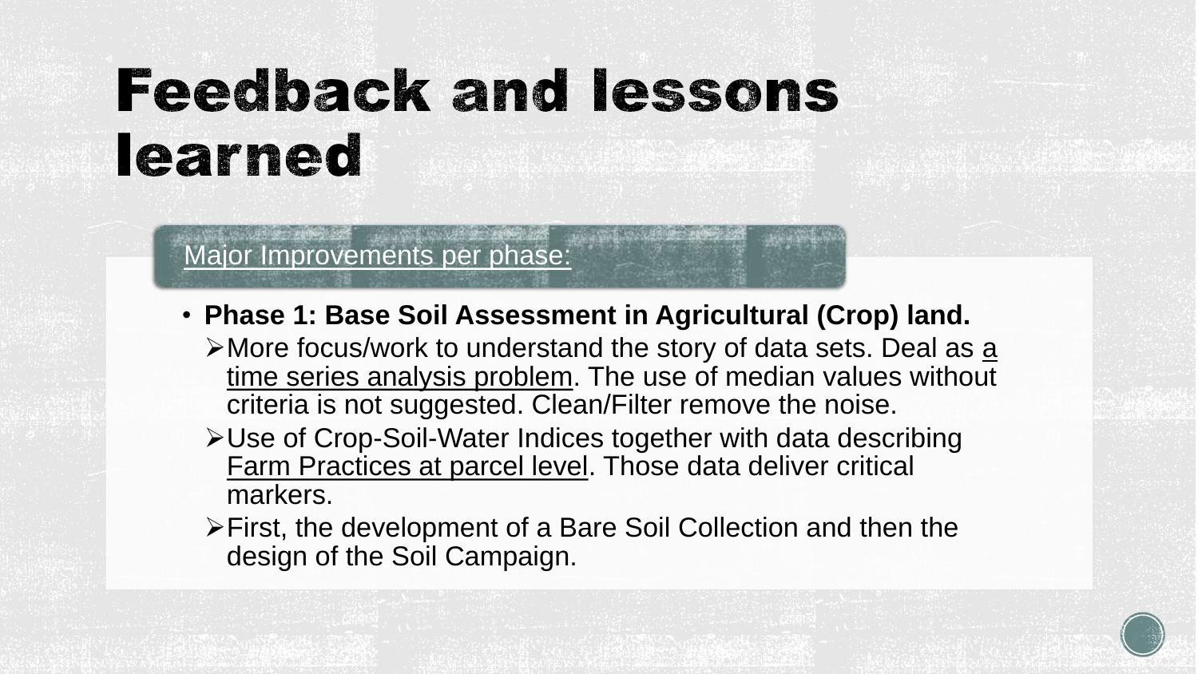# Feedback and lessons learned

Major Improvements per phase:

- **Phase 1: Base Soil Assessment in Agricultural (Crop) land.**
  - More focus/work to understand the story of data sets. Deal as a time series analysis problem. The use of median values without criteria is not suggested. Clean/Filter remove the noise.
  - Use of Crop-Soil-Water Indices together with data describing Farm Practices at parcel level. Those data deliver critical markers.
  - First, the development of a Bare Soil Collection and then the design of the Soil Campaign.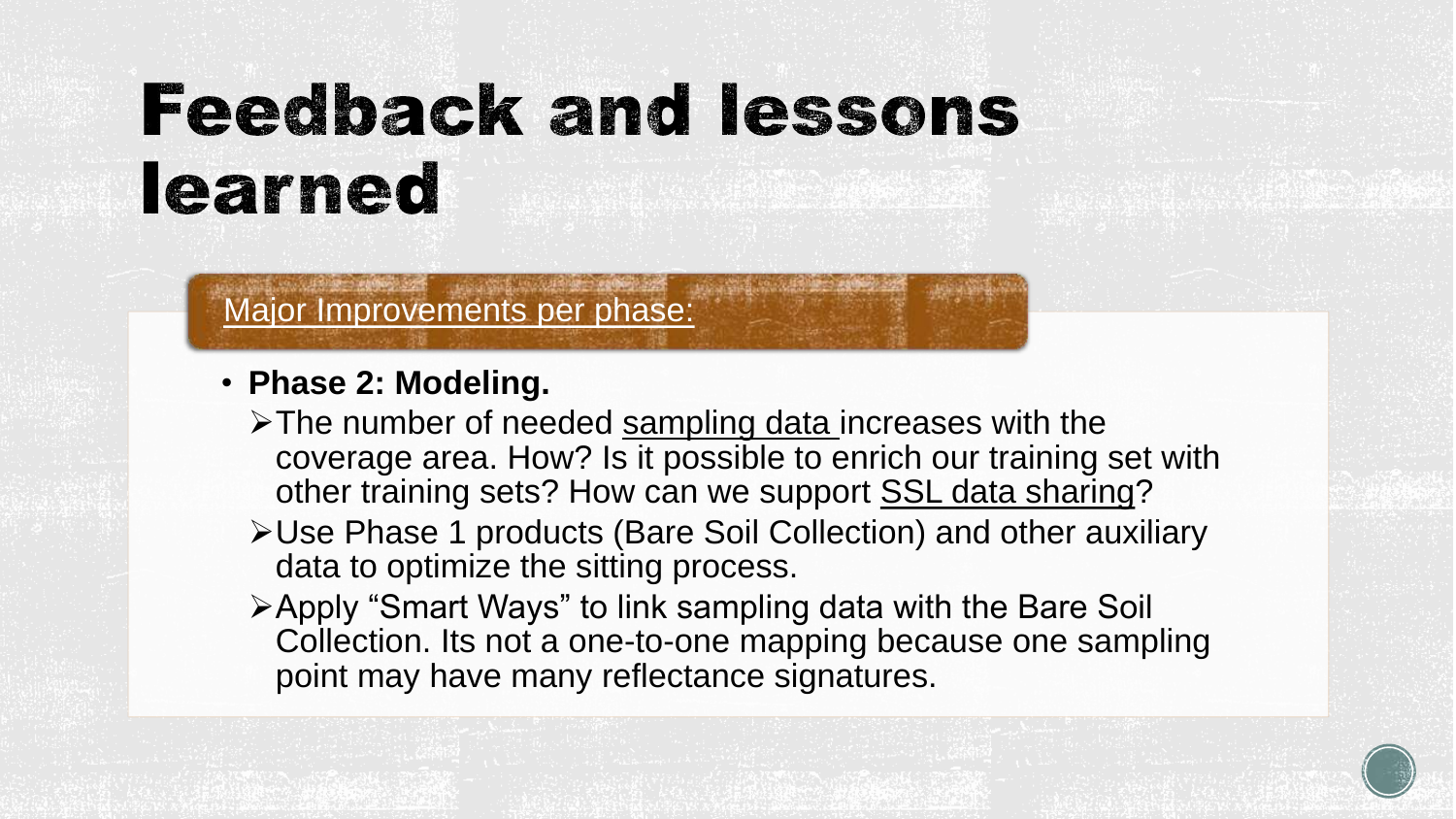# Feedback and lessons learned

Major Improvements per phase:

- **Phase 2: Modeling.**
  - The number of needed sampling data increases with the coverage area. How? Is it possible to enrich our training set with other training sets? How can we support SSL data sharing?
  - Use Phase 1 products (Bare Soil Collection) and other auxiliary data to optimize the sitting process.
  - Apply “Smart Ways” to link sampling data with the Bare Soil Collection. Its not a one-to-one mapping because one sampling point may have many reflectance signatures.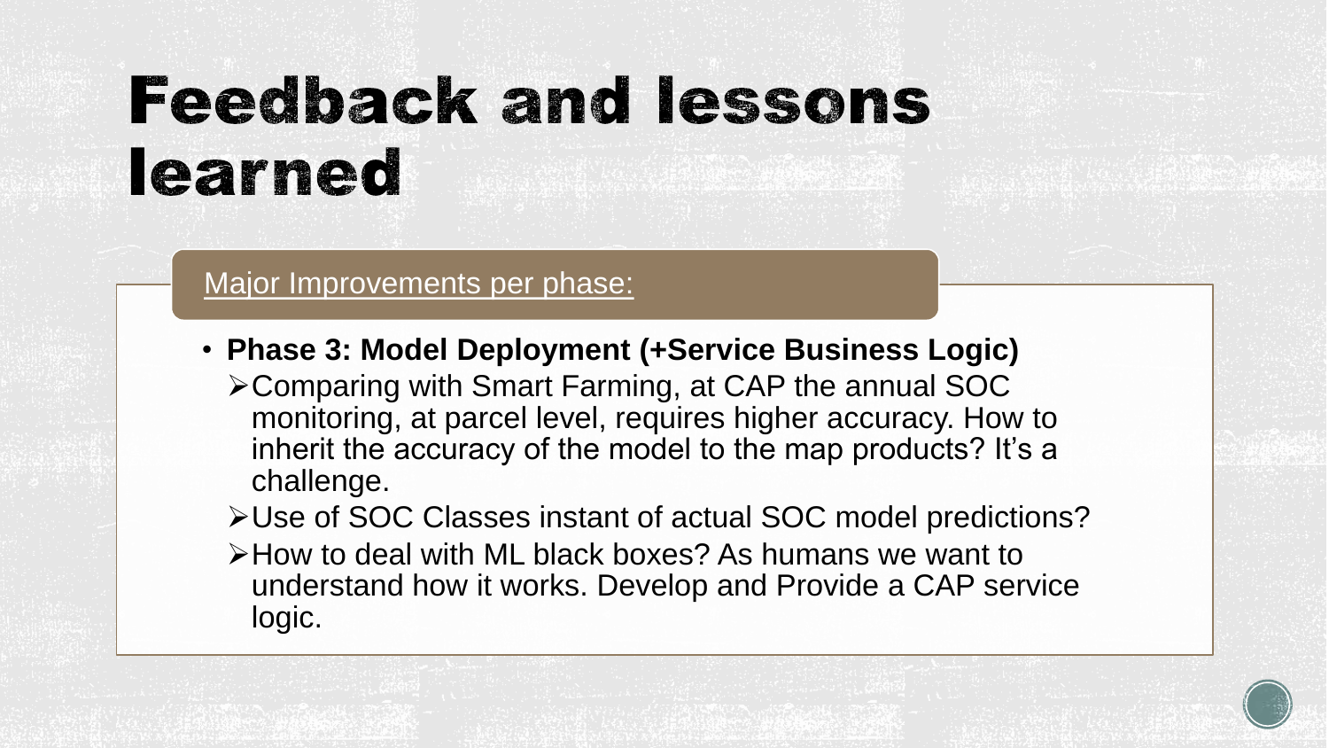# Feedback and lessons learned

Major Improvements per phase:

- **Phase 3: Model Deployment (+Service Business Logic)**
  - Comparing with Smart Farming, at CAP the annual SOC monitoring, at parcel level, requires higher accuracy. How to inherit the accuracy of the model to the map products? It's a challenge.
  - Use of SOC Classes instant of actual SOC model predictions?
  - How to deal with ML black boxes? As humans we want to understand how it works. Develop and Provide a CAP service logic.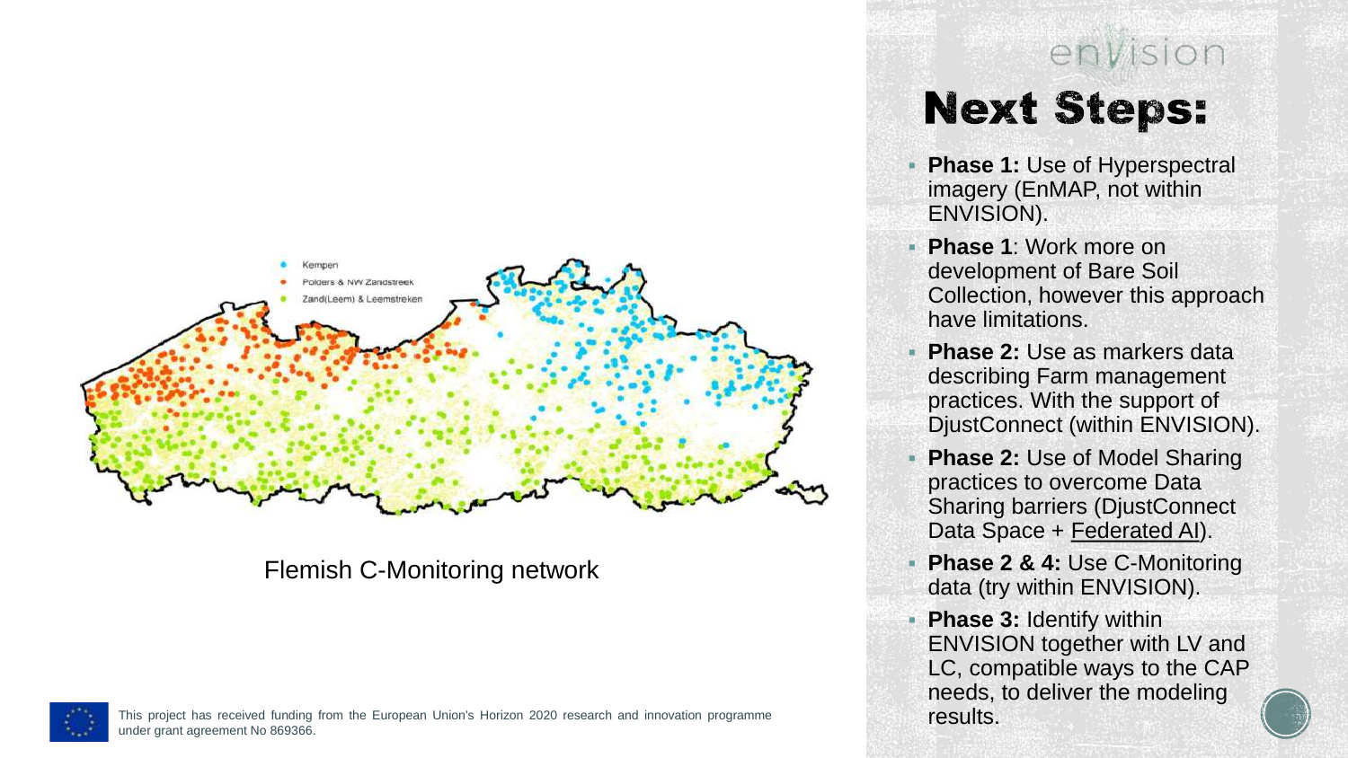envision

# Next Steps:

- **Phase 1:** Use of Hyperspectral imagery (EnMAP, not within ENVISION).
- **Phase 1**: Work more on development of Bare Soil Collection, however this approach have limitations.
- **Phase 2:** Use as markers data describing Farm management practices. With the support of DjustConnect (within ENVISION).
- **Phase 2:** Use of Model Sharing practices to overcome Data Sharing barriers (DjustConnect Data Space + Federated AI).
- **Phase 2 & 4:** Use C-Monitoring data (try within ENVISION).
- **Phase 3:** Identify within ENVISION together with LV and LC, compatible ways to the CAP needs, to deliver the modeling results.

Flemish C-Monitoring network

This project has received funding from the European Union's Horizon 2020 research and innovation programme under grant agreement No 869366.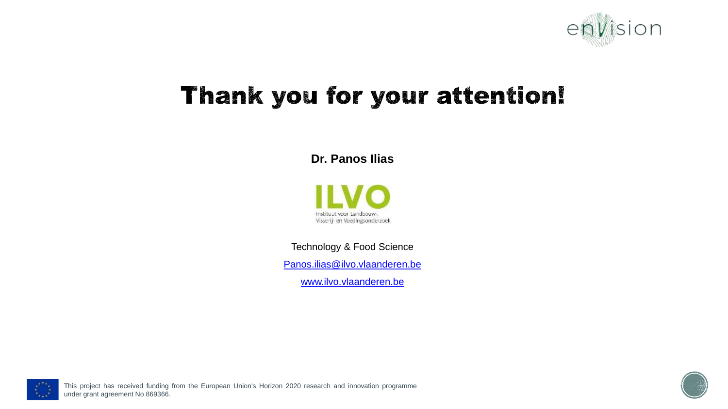# Thank you for your attention!

**Dr. Panos Ilias**

ILVO

Instituut voor Landbouw-, Visserij- en Voedingsonderzoek

Technology & Food Science

Panos.ilias@ilvo.vlaanderen.be

www.ilvo.vlaanderen.be

This project has received funding from the European Union's Horizon 2020 research and innovation programme under grant agreement No 869366.